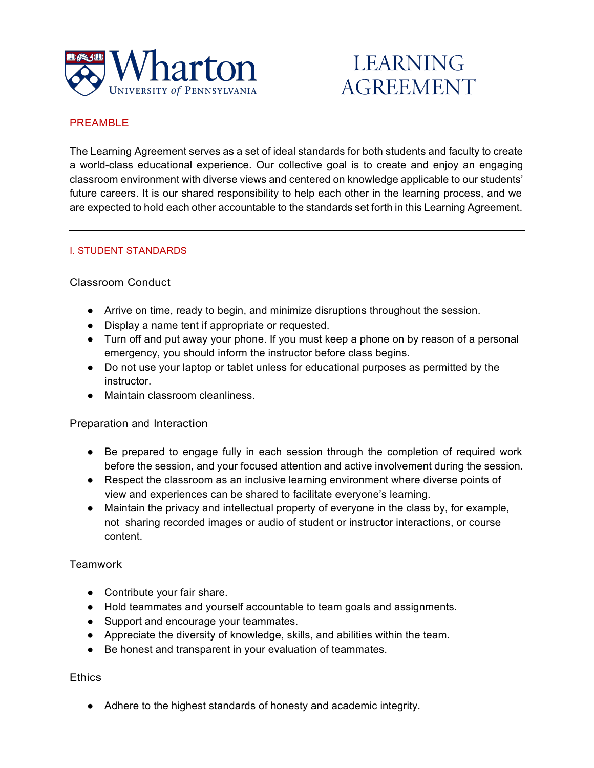# LEARNING AGREEMENT

## PREAMBLE

The Learning Agreement serves as a set of ideal standards for both students and faculty to create a world-class educational experience. Our collective goal is to create and enjoy an engaging classroom environment with diverse views and centered on knowledge applicable to our students' future careers. It is our shared responsibility to help each other in the learning process, and we are expected to hold each other accountable to the standards set forth in this Learning Agreement.

---

## I. STUDENT STANDARDS

### Classroom Conduct

- Arrive on time, ready to begin, and minimize disruptions throughout the session.
- Display a name tent if appropriate or requested.
- Turn off and put away your phone. If you must keep a phone on by reason of a personal emergency, you should inform the instructor before class begins.
- Do not use your laptop or tablet unless for educational purposes as permitted by the instructor.
- Maintain classroom cleanliness.

### Preparation and Interaction

- Be prepared to engage fully in each session through the completion of required work before the session, and your focused attention and active involvement during the session.
- Respect the classroom as an inclusive learning environment where diverse points of view and experiences can be shared to facilitate everyone's learning.
- Maintain the privacy and intellectual property of everyone in the class by, for example, not sharing recorded images or audio of student or instructor interactions, or course content.

### Teamwork

- Contribute your fair share.
- Hold teammates and yourself accountable to team goals and assignments.
- Support and encourage your teammates.
- Appreciate the diversity of knowledge, skills, and abilities within the team.
- Be honest and transparent in your evaluation of teammates.

### Ethics

- Adhere to the highest standards of honesty and academic integrity.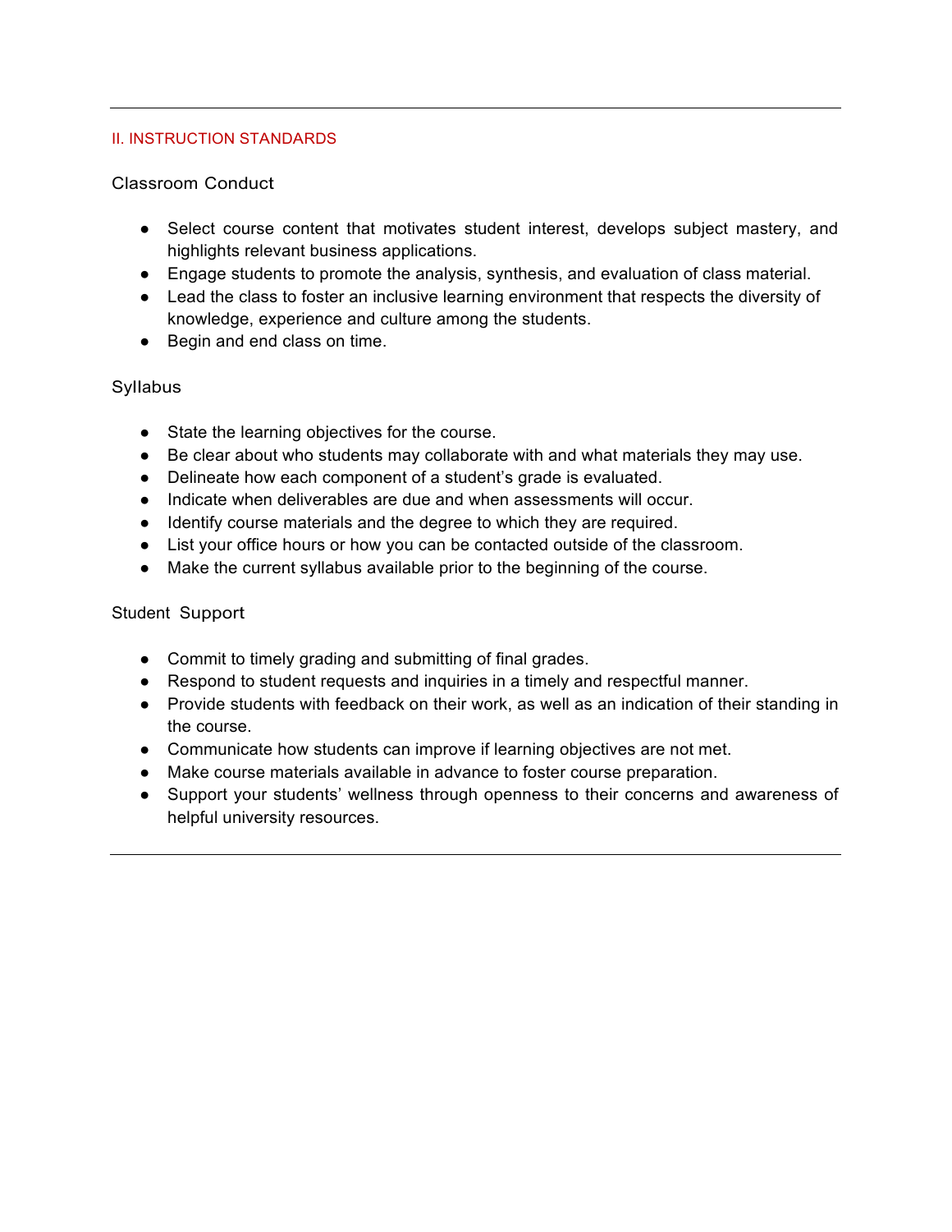## II. INSTRUCTION STANDARDS

### Classroom Conduct

- Select course content that motivates student interest, develops subject mastery, and highlights relevant business applications.
- Engage students to promote the analysis, synthesis, and evaluation of class material.
- Lead the class to foster an inclusive learning environment that respects the diversity of knowledge, experience and culture among the students.
- Begin and end class on time.

### Syllabus

- State the learning objectives for the course.
- Be clear about who students may collaborate with and what materials they may use.
- Delineate how each component of a student's grade is evaluated.
- Indicate when deliverables are due and when assessments will occur.
- Identify course materials and the degree to which they are required.
- List your office hours or how you can be contacted outside of the classroom.
- Make the current syllabus available prior to the beginning of the course.

### Student Support

- Commit to timely grading and submitting of final grades.
- Respond to student requests and inquiries in a timely and respectful manner.
- Provide students with feedback on their work, as well as an indication of their standing in the course.
- Communicate how students can improve if learning objectives are not met.
- Make course materials available in advance to foster course preparation.
- Support your students' wellness through openness to their concerns and awareness of helpful university resources.